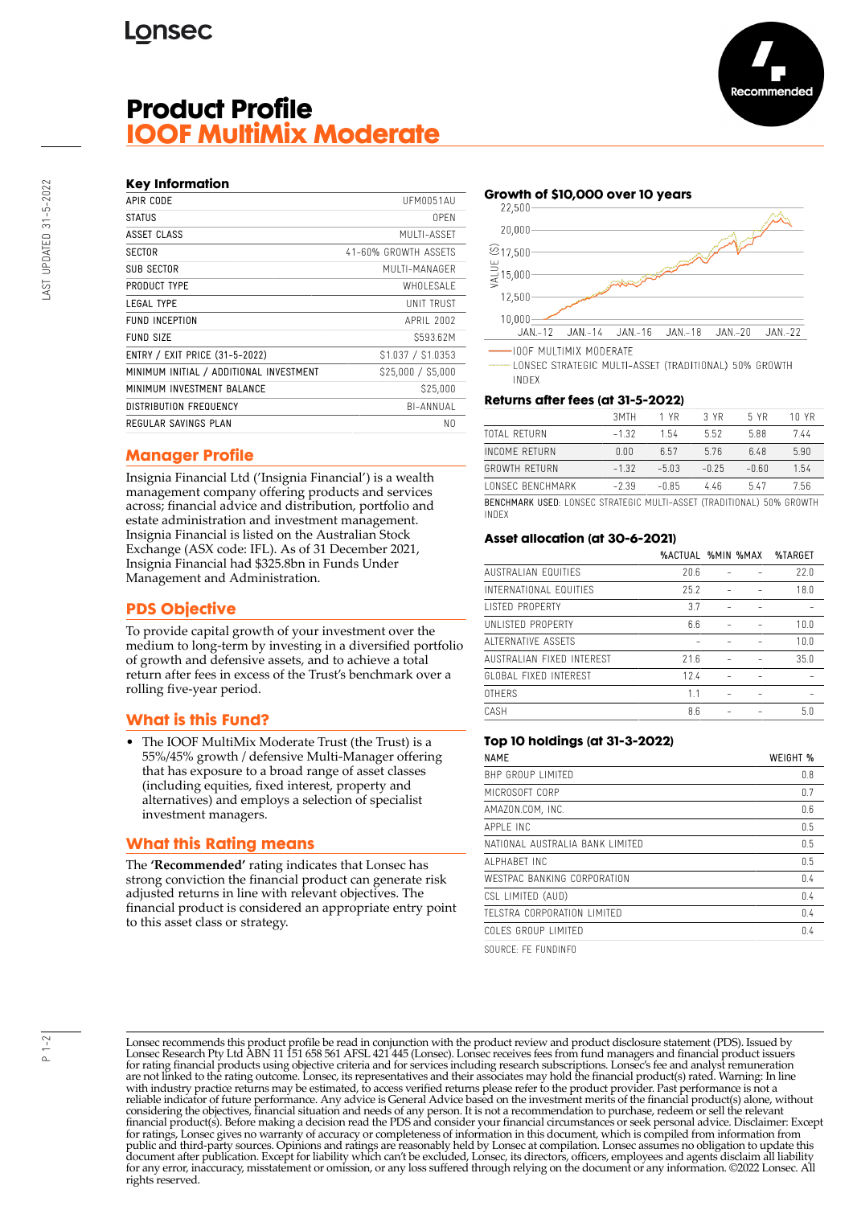Lonsec

Recommended

# Product Profile
# IOOF MultiMix Moderate

LAST UPDATED 31-5-2022

### Key Information

| | |
|---|---|
| APIR CODE | UFM0051AU |
| STATUS | OPEN |
| ASSET CLASS | MULTI-ASSET |
| SECTOR | 41-60% GROWTH ASSETS |
| SUB SECTOR | MULTI-MANAGER |
| PRODUCT TYPE | WHOLESALE |
| LEGAL TYPE | UNIT TRUST |
| FUND INCEPTION | APRIL 2002 |
| FUND SIZE | $593.62M |
| ENTRY / EXIT PRICE (31-5-2022) | $1.037 / $1.0353 |
| MINIMUM INITIAL / ADDITIONAL INVESTMENT | $25,000 / $5,000 |
| MINIMUM INVESTMENT BALANCE | $25,000 |
| DISTRIBUTION FREQUENCY | BI-ANNUAL |
| REGULAR SAVINGS PLAN | NO |

## Manager Profile

Insignia Financial Ltd ('Insignia Financial') is a wealth management company offering products and services across; financial advice and distribution, portfolio and estate administration and investment management. Insignia Financial is listed on the Australian Stock Exchange (ASX code: IFL). As of 31 December 2021, Insignia Financial had $325.8bn in Funds Under Management and Administration.

## PDS Objective

To provide capital growth of your investment over the medium to long-term by investing in a diversified portfolio of growth and defensive assets, and to achieve a total return after fees in excess of the Trust's benchmark over a rolling five-year period.

## What is this Fund?

- The IOOF MultiMix Moderate Trust (the Trust) is a 55%/45% growth / defensive Multi-Manager offering that has exposure to a broad range of asset classes (including equities, fixed interest, property and alternatives) and employs a selection of specialist investment managers.

## What this Rating means

The **'Recommended'** rating indicates that Lonsec has strong conviction the financial product can generate risk adjusted returns in line with relevant objectives. The financial product is considered an appropriate entry point to this asset class or strategy.

### Growth of $10,000 over 10 years

VALUE ($)
22,500
20,000
17,500
15,000
12,500
10,000
JAN.-12 JAN.-14 JAN.-16 JAN.-18 JAN.-20 JAN.-22

IOOF MULTIMIX MODERATE
LONSEC STRATEGIC MULTI-ASSET (TRADITIONAL) 50% GROWTH INDEX

### Returns after fees (at 31-5-2022)

| | 3MTH | 1 YR | 3 YR | 5 YR | 10 YR |
|---|---|---|---|---|---|
| TOTAL RETURN | -1.32 | 1.54 | 5.52 | 5.88 | 7.44 |
| INCOME RETURN | 0.00 | 6.57 | 5.76 | 6.48 | 5.90 |
| GROWTH RETURN | -1.32 | -5.03 | -0.25 | -0.60 | 1.54 |
| LONSEC BENCHMARK | -2.39 | -0.85 | 4.46 | 5.47 | 7.56 |

BENCHMARK USED: LONSEC STRATEGIC MULTI-ASSET (TRADITIONAL) 50% GROWTH INDEX

### Asset allocation (at 30-6-2021)

| | %ACTUAL | %MIN | %MAX | %TARGET |
|---|---|---|---|---|
| AUSTRALIAN EQUITIES | 20.6 | - | - | 22.0 |
| INTERNATIONAL EQUITIES | 25.2 | - | - | 18.0 |
| LISTED PROPERTY | 3.7 | - | - | - |
| UNLISTED PROPERTY | 6.6 | - | - | 10.0 |
| ALTERNATIVE ASSETS | - | - | - | 10.0 |
| AUSTRALIAN FIXED INTEREST | 21.6 | - | - | 35.0 |
| GLOBAL FIXED INTEREST | 12.4 | - | - | - |
| OTHERS | 1.1 | - | - | - |
| CASH | 8.6 | - | - | 5.0 |

### Top 10 holdings (at 31-3-2022)

| NAME | WEIGHT % |
|---|---|
| BHP GROUP LIMITED | 0.8 |
| MICROSOFT CORP | 0.7 |
| AMAZON.COM, INC. | 0.6 |
| APPLE INC | 0.5 |
| NATIONAL AUSTRALIA BANK LIMITED | 0.5 |
| ALPHABET INC | 0.5 |
| WESTPAC BANKING CORPORATION | 0.4 |
| CSL LIMITED (AUD) | 0.4 |
| TELSTRA CORPORATION LIMITED | 0.4 |
| COLES GROUP LIMITED | 0.4 |

SOURCE: FE FUNDINFO

Lonsec recommends this product profile be read in conjunction with the product review and product disclosure statement (PDS). Issued by Lonsec Research Pty Ltd ABN 11 151 658 561 AFSL 421 445 (Lonsec). Lonsec receives fees from fund managers and financial product issuers for rating financial products using objective criteria and for services including research subscriptions. Lonsec's fee and analyst remuneration are not linked to the rating outcome. Lonsec, its representatives and their associates may hold the financial product(s) rated. Warning: In line with industry practice returns may be estimated, to access verified returns please refer to the product provider. Past performance is not a reliable indicator of future performance. Any advice is General Advice based on the investment merits of the financial product(s) alone, without considering the objectives, financial situation and needs of any person. It is not a recommendation to purchase, redeem or sell the relevant financial product(s). Before making a decision read the PDS and consider your financial circumstances or seek personal advice. Disclaimer: Except for ratings, Lonsec gives no warranty of accuracy or completeness of information in this document, which is compiled from information from public and third-party sources. Opinions and ratings are reasonably held by Lonsec at compilation. Lonsec assumes no obligation to update this document after publication. Except for liability which can't be excluded, Lonsec, its directors, officers, employees and agents disclaim all liability for any error, inaccuracy, misstatement or omission, or any loss suffered through relying on the document or any information. ©2022 Lonsec. All rights reserved.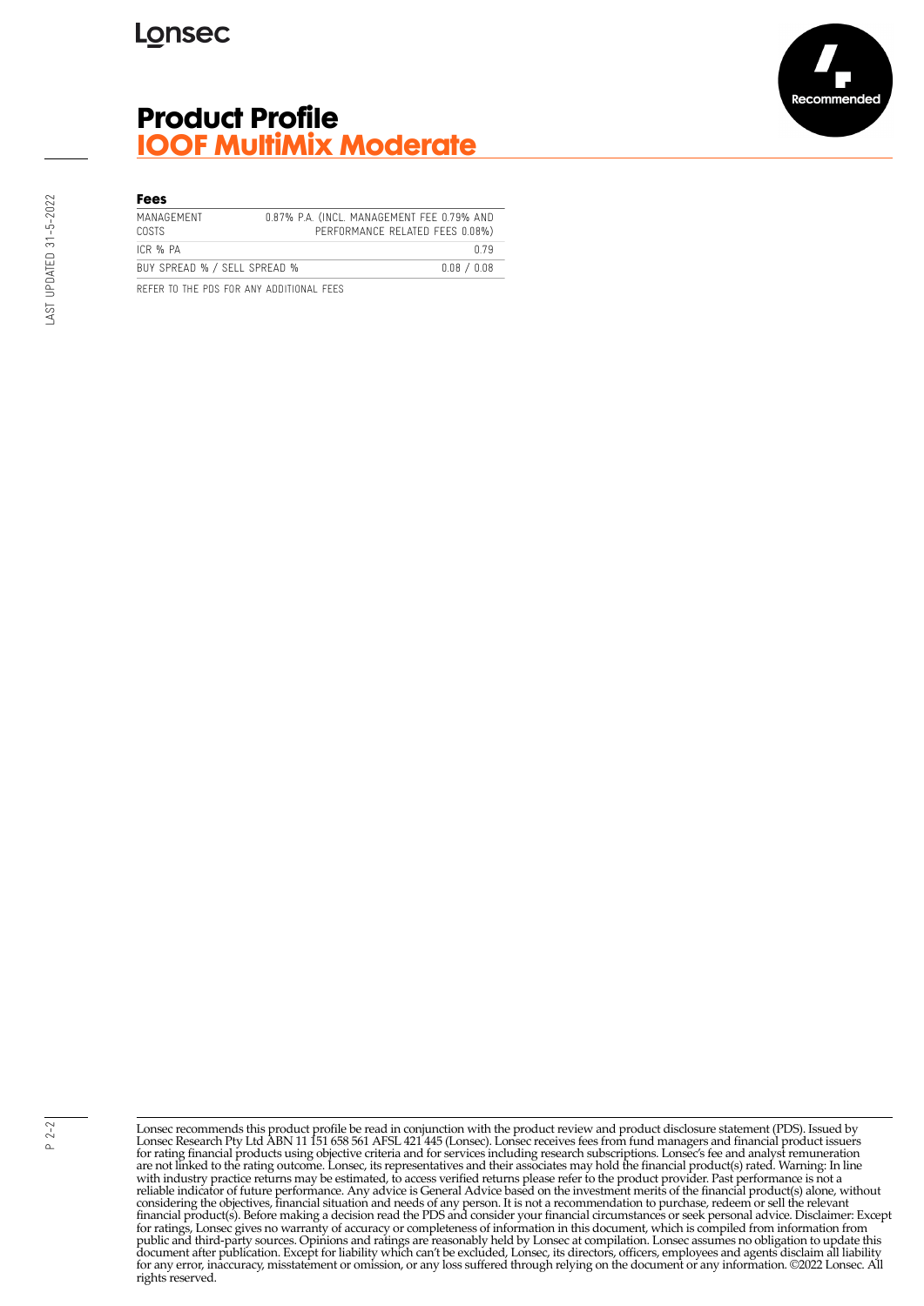# Product Profile
## IOOF MultiMix Moderate

Recommended

### Fees

| | |
|---|---|
| MANAGEMENT COSTS | 0.87% P.A. (INCL. MANAGEMENT FEE 0.79% AND PERFORMANCE RELATED FEES 0.08%) |
| ICR % PA | 0.79 |
| BUY SPREAD % / SELL SPREAD % | 0.08 / 0.08 |

REFER TO THE PDS FOR ANY ADDITIONAL FEES

Lonsec recommends this product profile be read in conjunction with the product review and product disclosure statement (PDS). Issued by Lonsec Research Pty Ltd ABN 11 151 658 561 AFSL 421 445 (Lonsec). Lonsec receives fees from fund managers and financial product issuers for rating financial products using objective criteria and for services including research subscriptions. Lonsec's fee and analyst remuneration are not linked to the rating outcome. Lonsec, its representatives and their associates may hold the financial product(s) rated. Warning: In line with industry practice returns may be estimated, to access verified returns please refer to the product provider. Past performance is not a reliable indicator of future performance. Any advice is General Advice based on the investment merits of the financial product(s) alone, without considering the objectives, financial situation and needs of any person. It is not a recommendation to purchase, redeem or sell the relevant financial product(s). Before making a decision read the PDS and consider your financial circumstances or seek personal advice. Disclaimer: Except for ratings, Lonsec gives no warranty of accuracy or completeness of information in this document, which is compiled from information from public and third-party sources. Opinions and ratings are reasonably held by Lonsec at compilation. Lonsec assumes no obligation to update this document after publication. Except for liability which can't be excluded, Lonsec, its directors, officers, employees and agents disclaim all liability for any error, inaccuracy, misstatement or omission, or any loss suffered through relying on the document or any information. ©2022 Lonsec. All rights reserved.